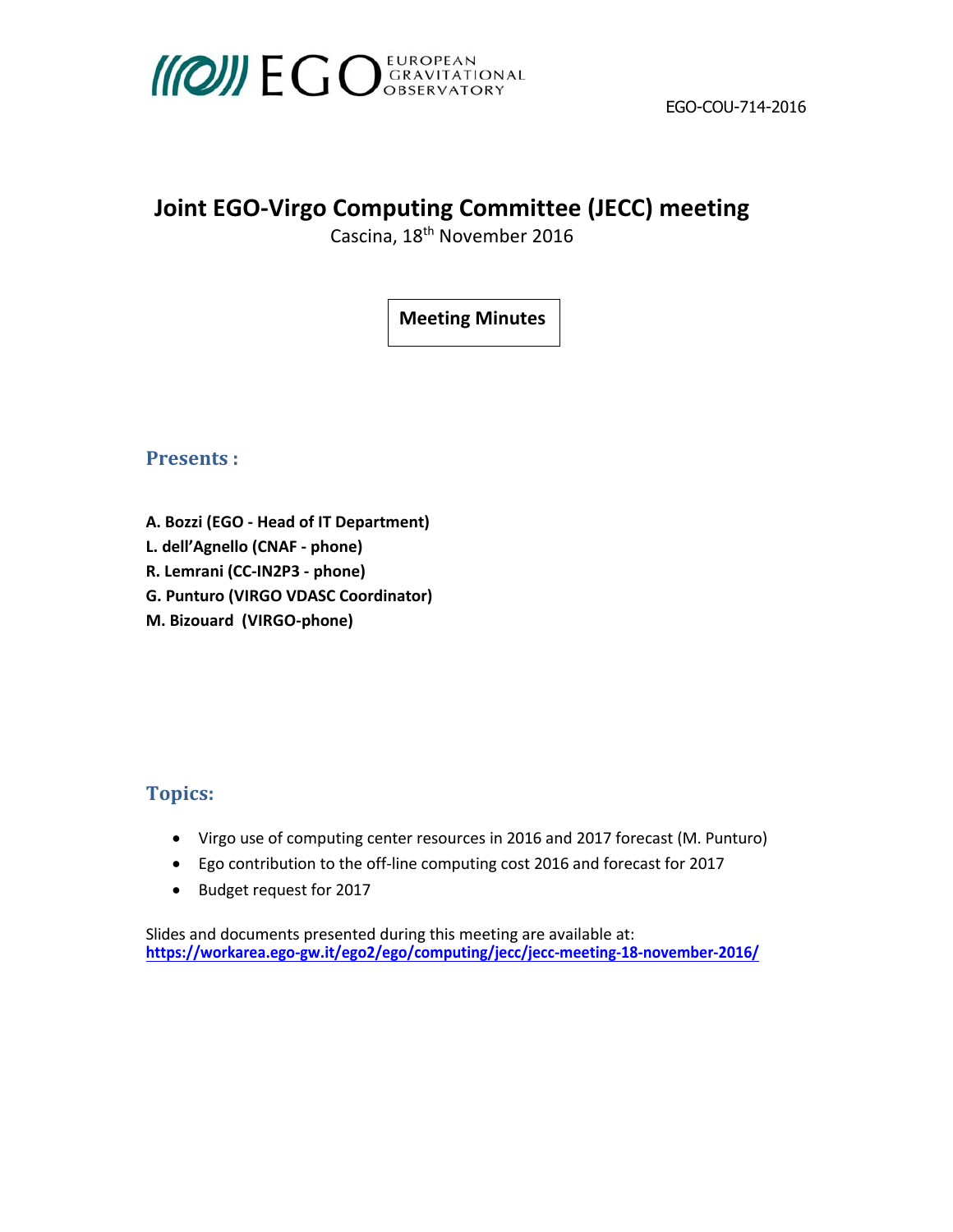EGO EUROPEAN GRAVITATIONAL OBSERVATORY

EGO-COU-714-2016

# Joint EGO-Virgo Computing Committee (JECC) meeting

Cascina, 18th November 2016

**Meeting Minutes**

## Presents :

**A. Bozzi (EGO - Head of IT Department)**
**L. dell'Agnello (CNAF - phone)**
**R. Lemrani (CC-IN2P3 - phone)**
**G. Punturo (VIRGO VDASC Coordinator)**
**M. Bizouard (VIRGO-phone)**

## Topics:

- Virgo use of computing center resources in 2016 and 2017 forecast (M. Punturo)
- Ego contribution to the off-line computing cost 2016 and forecast for 2017
- Budget request for 2017

Slides and documents presented during this meeting are available at:
**https://workarea.ego-gw.it/ego2/ego/computing/jecc/jecc-meeting-18-november-2016/**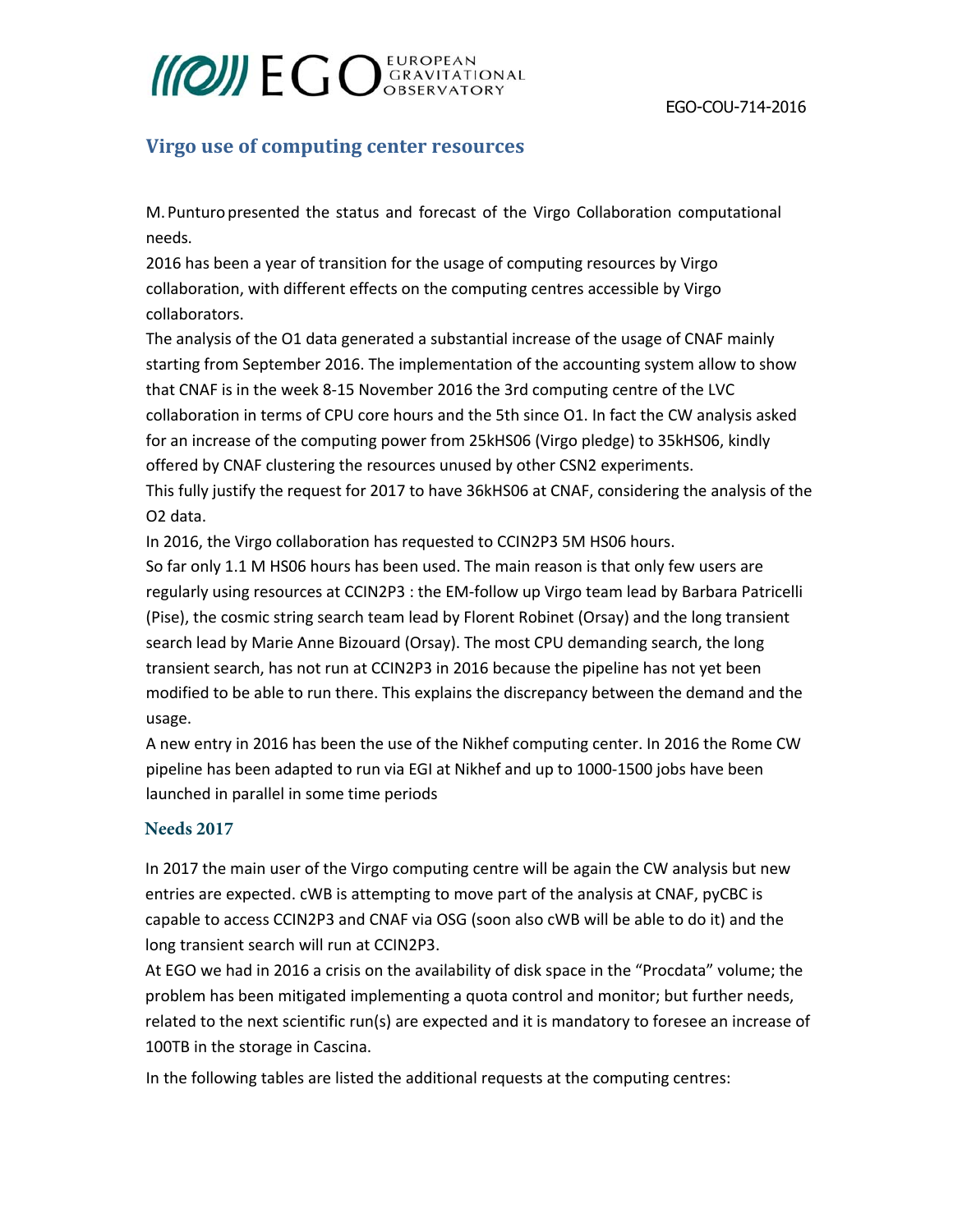## Virgo use of computing center resources

M. Punturo presented the status and forecast of the Virgo Collaboration computational needs.

2016 has been a year of transition for the usage of computing resources by Virgo collaboration, with different effects on the computing centres accessible by Virgo collaborators.

The analysis of the O1 data generated a substantial increase of the usage of CNAF mainly starting from September 2016. The implementation of the accounting system allow to show that CNAF is in the week 8-15 November 2016 the 3rd computing centre of the LVC collaboration in terms of CPU core hours and the 5th since O1. In fact the CW analysis asked for an increase of the computing power from 25kHS06 (Virgo pledge) to 35kHS06, kindly offered by CNAF clustering the resources unused by other CSN2 experiments.

This fully justify the request for 2017 to have 36kHS06 at CNAF, considering the analysis of the O2 data.

In 2016, the Virgo collaboration has requested to CCIN2P3 5M HS06 hours.

So far only 1.1 M HS06 hours has been used. The main reason is that only few users are regularly using resources at CCIN2P3 : the EM-follow up Virgo team lead by Barbara Patricelli (Pise), the cosmic string search team lead by Florent Robinet (Orsay) and the long transient search lead by Marie Anne Bizouard (Orsay). The most CPU demanding search, the long transient search, has not run at CCIN2P3 in 2016 because the pipeline has not yet been modified to be able to run there. This explains the discrepancy between the demand and the usage.

A new entry in 2016 has been the use of the Nikhef computing center. In 2016 the Rome CW pipeline has been adapted to run via EGI at Nikhef and up to 1000-1500 jobs have been launched in parallel in some time periods

### Needs 2017

In 2017 the main user of the Virgo computing centre will be again the CW analysis but new entries are expected. cWB is attempting to move part of the analysis at CNAF, pyCBC is capable to access CCIN2P3 and CNAF via OSG (soon also cWB will be able to do it) and the long transient search will run at CCIN2P3.

At EGO we had in 2016 a crisis on the availability of disk space in the "Procdata" volume; the problem has been mitigated implementing a quota control and monitor; but further needs, related to the next scientific run(s) are expected and it is mandatory to foresee an increase of 100TB in the storage in Cascina.

In the following tables are listed the additional requests at the computing centres: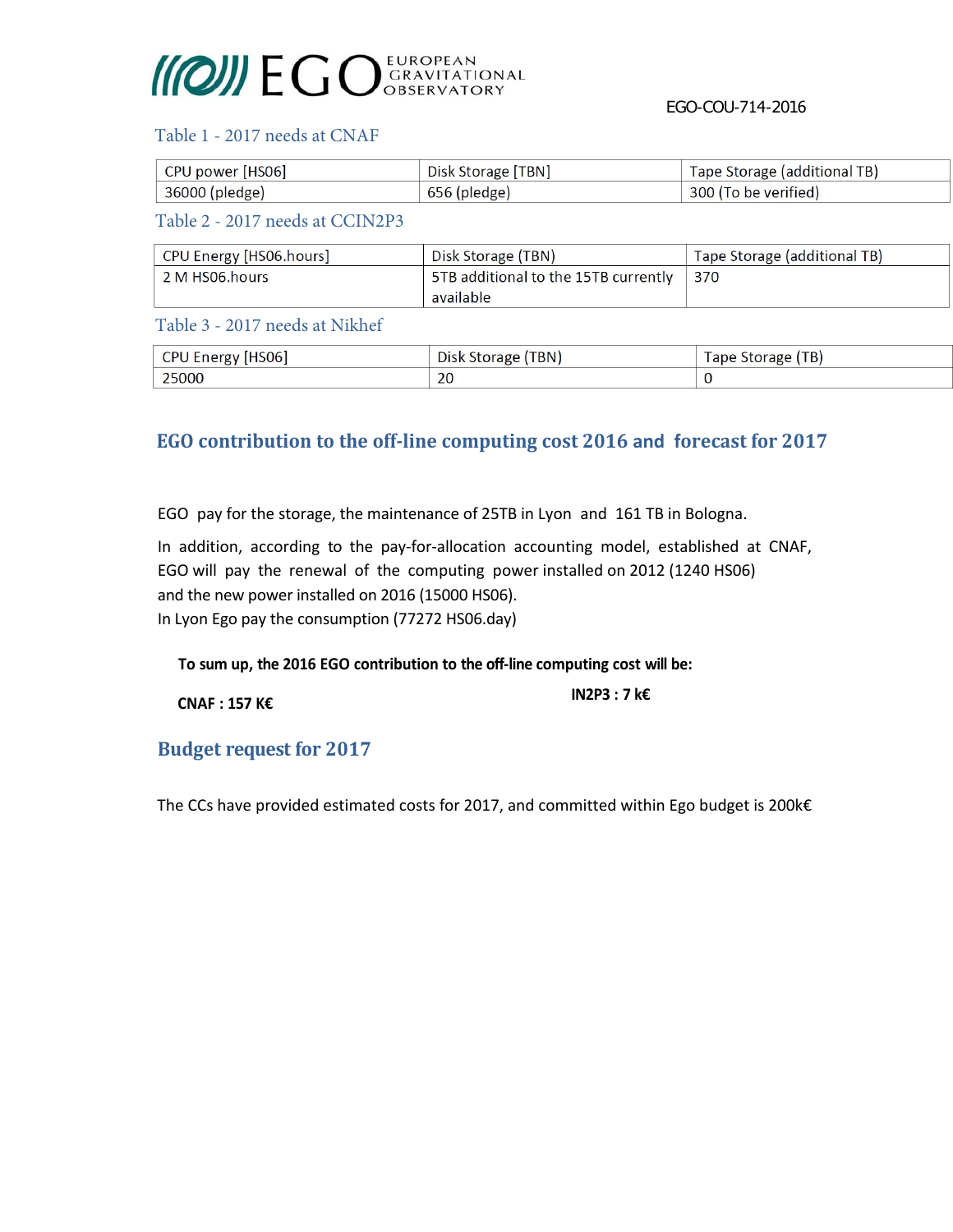Table 1 - 2017 needs at CNAF

| CPU power [HS06] | Disk Storage [TBN] | Tape Storage (additional TB) |
|---|---|---|
| 36000 (pledge) | 656 (pledge) | 300 (To be verified) |

Table 2 - 2017 needs at CCIN2P3

| CPU Energy [HS06.hours] | Disk Storage (TBN) | Tape Storage (additional TB) |
|---|---|---|
| 2 M HS06.hours | 5TB additional to the 15TB currently available | 370 |

Table 3 - 2017 needs at Nikhef

| CPU Energy [HS06] | Disk Storage (TBN) | Tape Storage (TB) |
|---|---|---|
| 25000 | 20 | 0 |

## EGO contribution to the off-line computing cost 2016 and forecast for 2017

EGO pay for the storage, the maintenance of 25TB in Lyon and 161 TB in Bologna.

In addition, according to the pay-for-allocation accounting model, established at CNAF, EGO will pay the renewal of the computing power installed on 2012 (1240 HS06) and the new power installed on 2016 (15000 HS06).
In Lyon Ego pay the consumption (77272 HS06.day)

**To sum up, the 2016 EGO contribution to the off-line computing cost will be:**

**CNAF : 157 K€**

**IN2P3 : 7 k€**

## Budget request for 2017

The CCs have provided estimated costs for 2017, and committed within Ego budget is 200k€